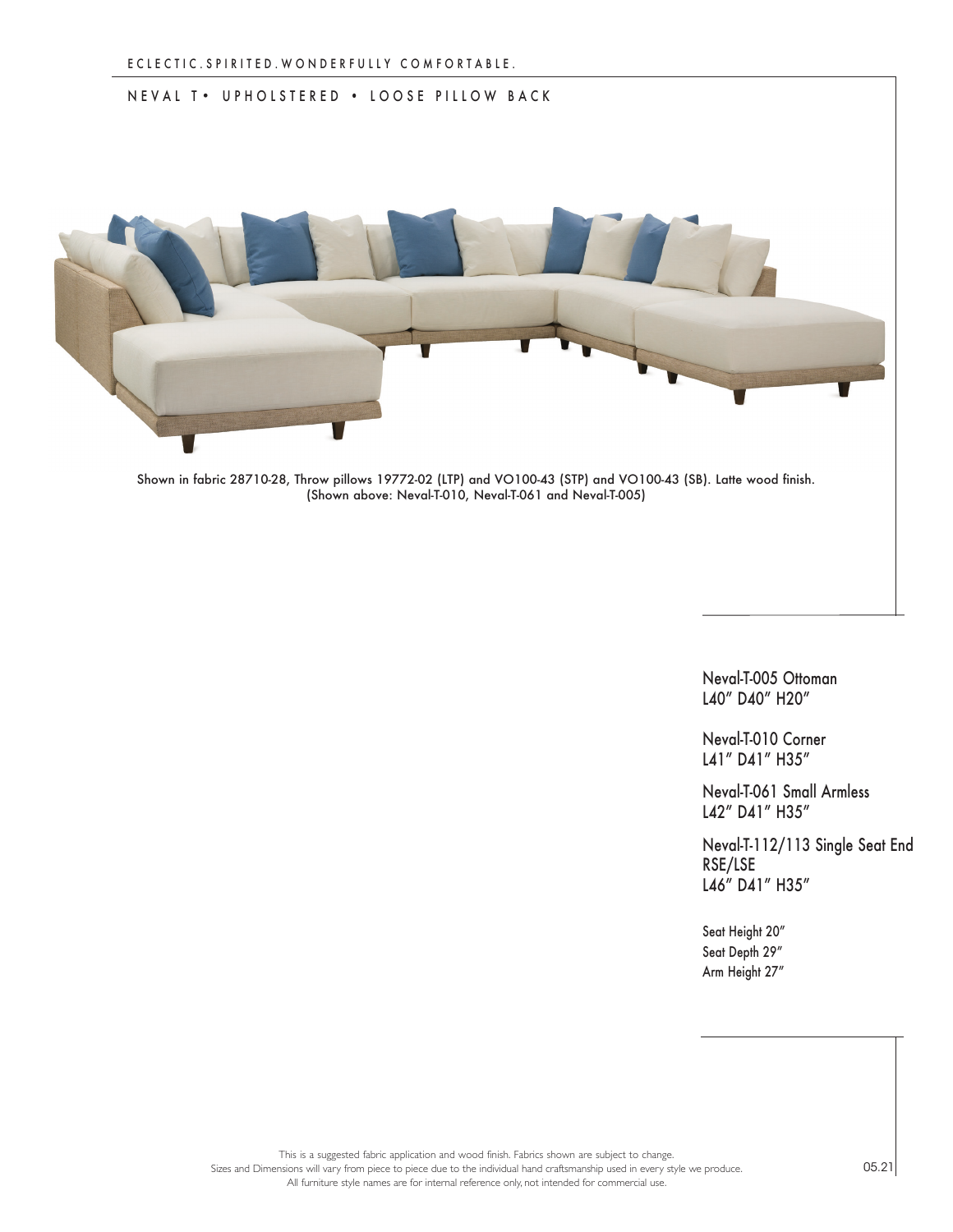ECLECTIC.SPIRITED.WONDERFULLY COMFORTABLE.

NEVAL T• UPHOLSTERED • LOOSE PILLOW BACK

Shown in fabric 28710-28, Throw pillows 19772-02 (LTP) and VO100-43 (STP) and VO100-43 (SB). Latte wood finish.
(Shown above: Neval-T-010, Neval-T-061 and Neval-T-005)

Neval-T-005 Ottoman
L40" D40" H20"

Neval-T-010 Corner
L41" D41" H35"

Neval-T-061 Small Armless
L42" D41" H35"

Neval-T-112/113 Single Seat End
RSE/LSE
L46" D41" H35"

Seat Height 20"
Seat Depth 29"
Arm Height 27"

This is a suggested fabric application and wood finish. Fabrics shown are subject to change.
Sizes and Dimensions will vary from piece to piece due to the individual hand craftsmanship used in every style we produce.
All furniture style names are for internal reference only, not intended for commercial use.

05.21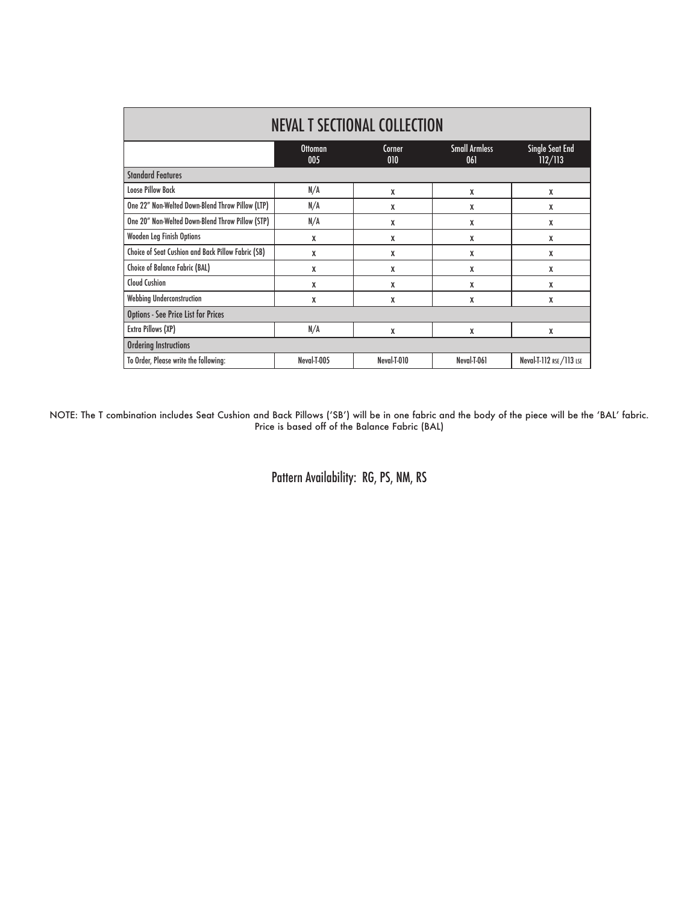# NEVAL T SECTIONAL COLLECTION

| | Ottoman 005 | Corner 010 | Small Armless 061 | Single Seat End 112/113 |
|---|---|---|---|---|
| **Standard Features** | | | | |
| Loose Pillow Back | N/A | X | X | X |
| One 22" Non-Welted Down-Blend Throw Pillow (LTP) | N/A | X | X | X |
| One 20" Non-Welted Down-Blend Throw Pillow (STP) | N/A | X | X | X |
| Wooden Leg Finish Options | X | X | X | X |
| Choice of Seat Cushion and Back Pillow Fabric (SB) | X | X | X | X |
| Choice of Balance Fabric (BAL) | X | X | X | X |
| Cloud Cushion | X | X | X | X |
| Webbing Underconstruction | X | X | X | X |
| **Options - See Price List for Prices** | | | | |
| Extra Pillows (XP) | N/A | X | X | X |
| **Ordering Instructions** | | | | |
| To Order, Please write the following: | Neval-T-005 | Neval-T-010 | Neval-T-061 | Neval-T-112 RSE / 113 LSE |

NOTE: The T combination includes Seat Cushion and Back Pillows ('SB') will be in one fabric and the body of the piece will be the 'BAL' fabric. Price is based off of the Balance Fabric (BAL)

Pattern Availability: RG, PS, NM, RS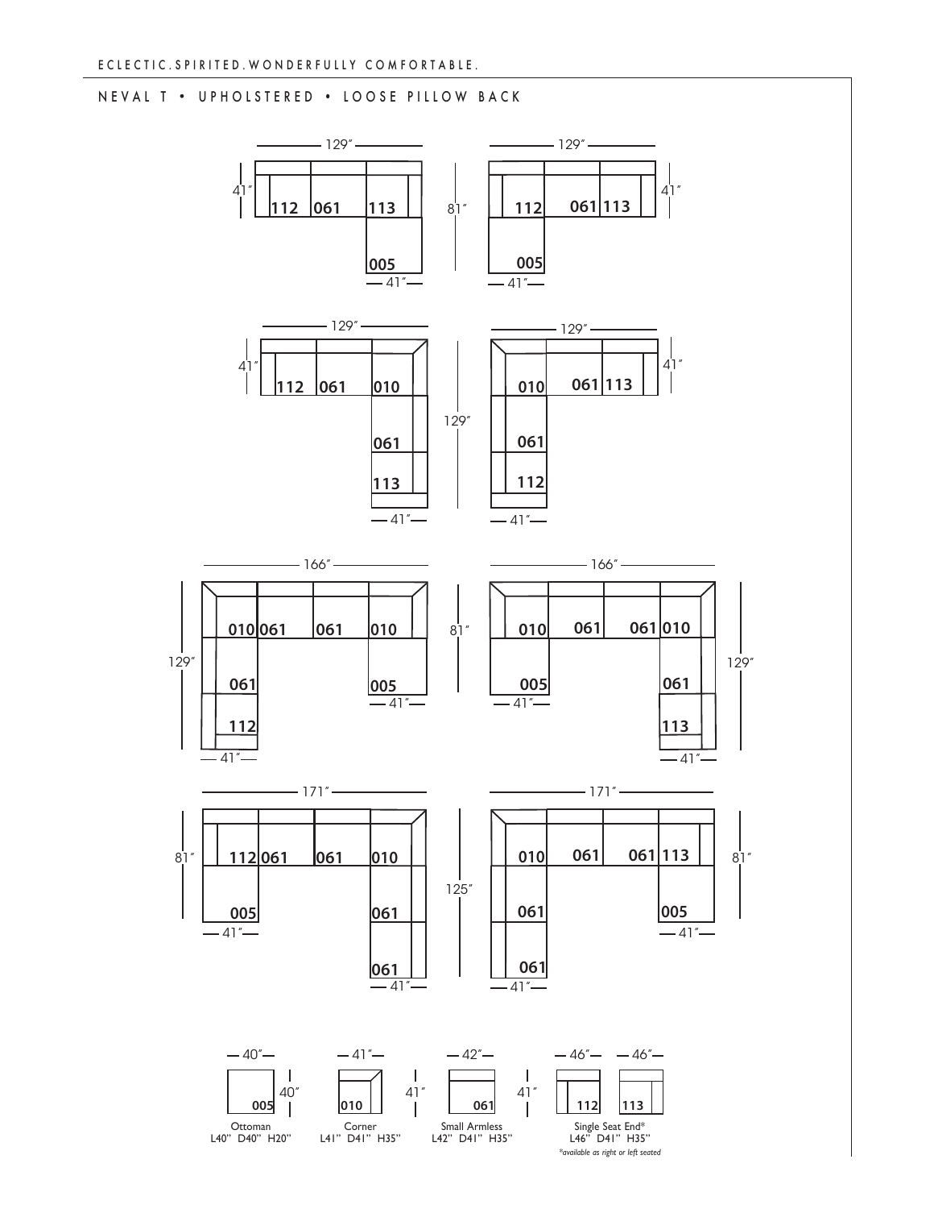ECLECTIC.SPIRITED.WONDERFULLY COMFORTABLE.

NEVAL T • UPHOLSTERED • LOOSE PILLOW BACK

129″
41″
112 061 113
005
41″
81″

129″
41″
112 061 113
005
41″

129″
41″
112 061 010
061
113
41″
129″

129″
41″
010 061 113
061
112
41″

166″
129″
010 061 061 010
061
112
005
41″
41″
81″

166″
010 061 061 010
005
061
113
41″
41″
129″

171″
81″
112 061 061 010
005
061
061
41″
41″
125″

171″
010 061 061 113
061
005
061
41″
41″
81″

40″
40″
005
Ottoman
L40" D40" H20"

41″
41″
010
Corner
L41" D41" H35"

42″
41″
061
Small Armless
L42" D41" H35"

46″ 46″
112 113
Single Seat End*
L46" D41" H35"

*available as right or left seated*